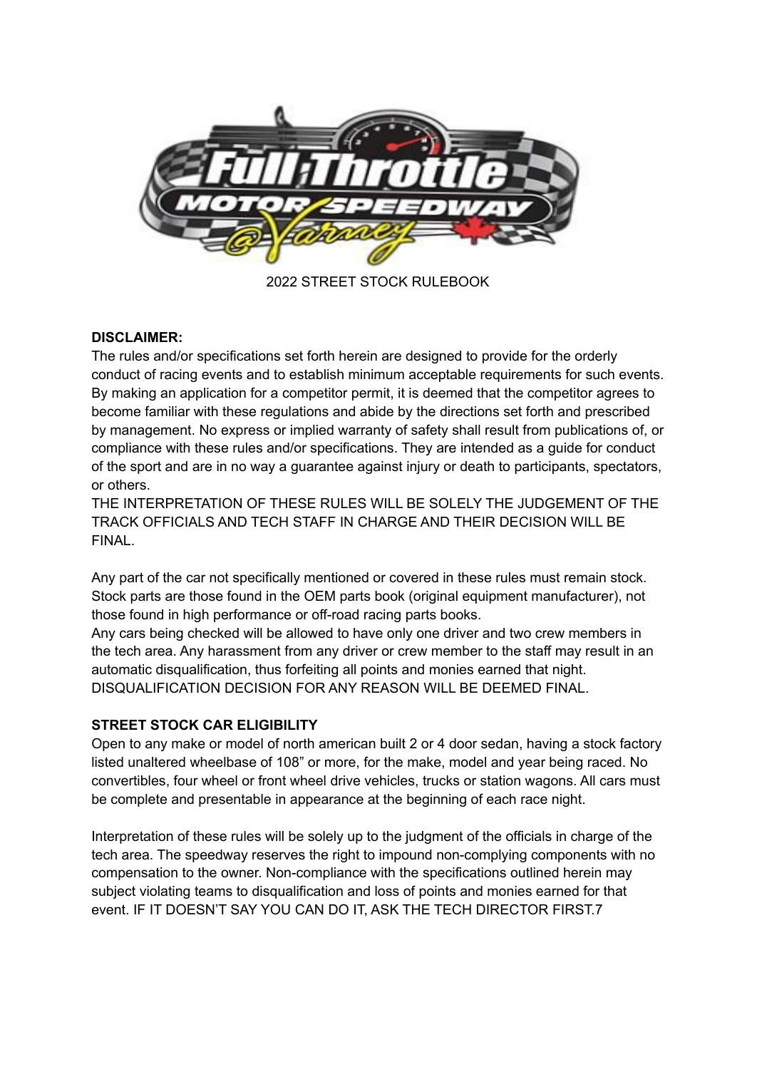2022 STREET STOCK RULEBOOK

**DISCLAIMER:**

The rules and/or specifications set forth herein are designed to provide for the orderly conduct of racing events and to establish minimum acceptable requirements for such events. By making an application for a competitor permit, it is deemed that the competitor agrees to become familiar with these regulations and abide by the directions set forth and prescribed by management. No express or implied warranty of safety shall result from publications of, or compliance with these rules and/or specifications. They are intended as a guide for conduct of the sport and are in no way a guarantee against injury or death to participants, spectators, or others.

THE INTERPRETATION OF THESE RULES WILL BE SOLELY THE JUDGEMENT OF THE TRACK OFFICIALS AND TECH STAFF IN CHARGE AND THEIR DECISION WILL BE FINAL.

Any part of the car not specifically mentioned or covered in these rules must remain stock. Stock parts are those found in the OEM parts book (original equipment manufacturer), not those found in high performance or off-road racing parts books.

Any cars being checked will be allowed to have only one driver and two crew members in the tech area. Any harassment from any driver or crew member to the staff may result in an automatic disqualification, thus forfeiting all points and monies earned that night. DISQUALIFICATION DECISION FOR ANY REASON WILL BE DEEMED FINAL.

**STREET STOCK CAR ELIGIBILITY**

Open to any make or model of north american built 2 or 4 door sedan, having a stock factory listed unaltered wheelbase of 108" or more, for the make, model and year being raced. No convertibles, four wheel or front wheel drive vehicles, trucks or station wagons. All cars must be complete and presentable in appearance at the beginning of each race night.

Interpretation of these rules will be solely up to the judgment of the officials in charge of the tech area. The speedway reserves the right to impound non-complying components with no compensation to the owner. Non-compliance with the specifications outlined herein may subject violating teams to disqualification and loss of points and monies earned for that event. IF IT DOESN'T SAY YOU CAN DO IT, ASK THE TECH DIRECTOR FIRST.7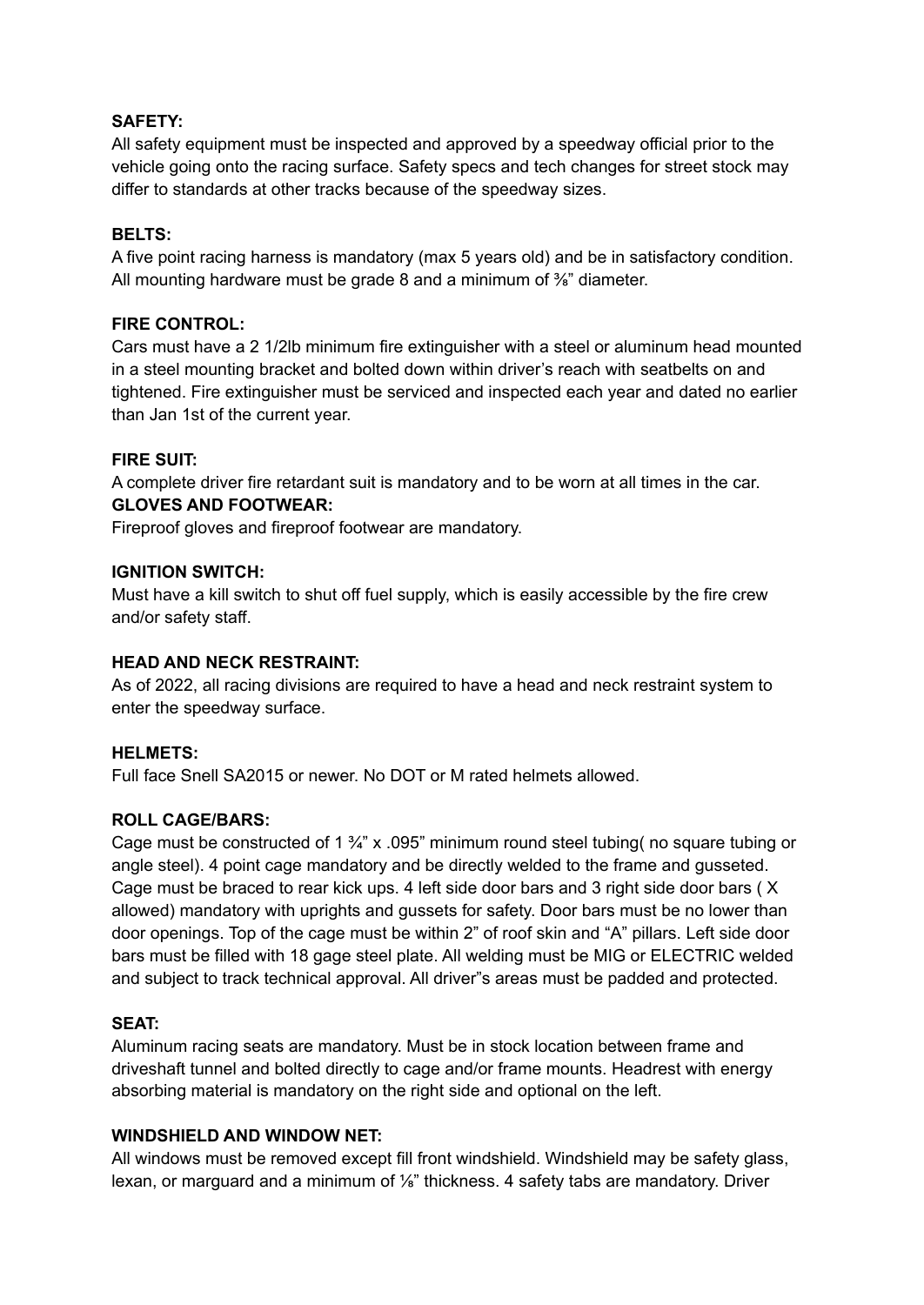**SAFETY:**
All safety equipment must be inspected and approved by a speedway official prior to the vehicle going onto the racing surface. Safety specs and tech changes for street stock may differ to standards at other tracks because of the speedway sizes.

**BELTS:**
A five point racing harness is mandatory (max 5 years old) and be in satisfactory condition. All mounting hardware must be grade 8 and a minimum of ⅜" diameter.

**FIRE CONTROL:**
Cars must have a 2 1/2lb minimum fire extinguisher with a steel or aluminum head mounted in a steel mounting bracket and bolted down within driver's reach with seatbelts on and tightened. Fire extinguisher must be serviced and inspected each year and dated no earlier than Jan 1st of the current year.

**FIRE SUIT:**
A complete driver fire retardant suit is mandatory and to be worn at all times in the car.

**GLOVES AND FOOTWEAR:**
Fireproof gloves and fireproof footwear are mandatory.

**IGNITION SWITCH:**
Must have a kill switch to shut off fuel supply, which is easily accessible by the fire crew and/or safety staff.

**HEAD AND NECK RESTRAINT:**
As of 2022, all racing divisions are required to have a head and neck restraint system to enter the speedway surface.

**HELMETS:**
Full face Snell SA2015 or newer. No DOT or M rated helmets allowed.

**ROLL CAGE/BARS:**
Cage must be constructed of 1 ¾" x .095" minimum round steel tubing( no square tubing or angle steel). 4 point cage mandatory and be directly welded to the frame and gusseted. Cage must be braced to rear kick ups. 4 left side door bars and 3 right side door bars ( X allowed) mandatory with uprights and gussets for safety. Door bars must be no lower than door openings. Top of the cage must be within 2" of roof skin and "A" pillars. Left side door bars must be filled with 18 gage steel plate. All welding must be MIG or ELECTRIC welded and subject to track technical approval. All driver"s areas must be padded and protected.

**SEAT:**
Aluminum racing seats are mandatory. Must be in stock location between frame and driveshaft tunnel and bolted directly to cage and/or frame mounts. Headrest with energy absorbing material is mandatory on the right side and optional on the left.

**WINDSHIELD AND WINDOW NET:**
All windows must be removed except fill front windshield. Windshield may be safety glass, lexan, or marguard and a minimum of ⅛" thickness. 4 safety tabs are mandatory. Driver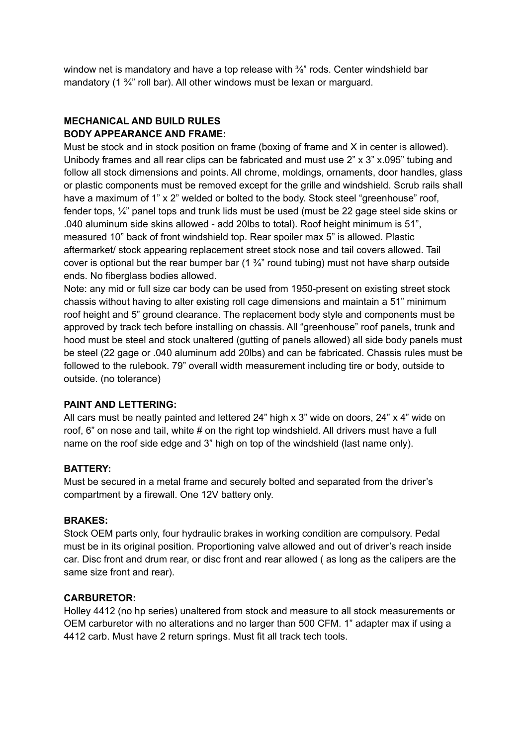window net is mandatory and have a top release with ⅜" rods. Center windshield bar mandatory (1 ¾" roll bar). All other windows must be lexan or marguard.

**MECHANICAL AND BUILD RULES**
**BODY APPEARANCE AND FRAME:**

Must be stock and in stock position on frame (boxing of frame and X in center is allowed). Unibody frames and all rear clips can be fabricated and must use 2" x 3" x.095" tubing and follow all stock dimensions and points. All chrome, moldings, ornaments, door handles, glass or plastic components must be removed except for the grille and windshield. Scrub rails shall have a maximum of 1" x 2" welded or bolted to the body. Stock steel "greenhouse" roof, fender tops, ¼" panel tops and trunk lids must be used (must be 22 gage steel side skins or .040 aluminum side skins allowed - add 20lbs to total). Roof height minimum is 51", measured 10" back of front windshield top. Rear spoiler max 5" is allowed. Plastic aftermarket/ stock appearing replacement street stock nose and tail covers allowed. Tail cover is optional but the rear bumper bar (1 ¾" round tubing) must not have sharp outside ends. No fiberglass bodies allowed.

Note: any mid or full size car body can be used from 1950-present on existing street stock chassis without having to alter existing roll cage dimensions and maintain a 51" minimum roof height and 5" ground clearance. The replacement body style and components must be approved by track tech before installing on chassis. All "greenhouse" roof panels, trunk and hood must be steel and stock unaltered (gutting of panels allowed) all side body panels must be steel (22 gage or .040 aluminum add 20lbs) and can be fabricated. Chassis rules must be followed to the rulebook. 79" overall width measurement including tire or body, outside to outside. (no tolerance)

**PAINT AND LETTERING:**

All cars must be neatly painted and lettered 24" high x 3" wide on doors, 24" x 4" wide on roof, 6" on nose and tail, white # on the right top windshield. All drivers must have a full name on the roof side edge and 3" high on top of the windshield (last name only).

**BATTERY:**

Must be secured in a metal frame and securely bolted and separated from the driver's compartment by a firewall. One 12V battery only.

**BRAKES:**

Stock OEM parts only, four hydraulic brakes in working condition are compulsory. Pedal must be in its original position. Proportioning valve allowed and out of driver's reach inside car. Disc front and drum rear, or disc front and rear allowed ( as long as the calipers are the same size front and rear).

**CARBURETOR:**

Holley 4412 (no hp series) unaltered from stock and measure to all stock measurements or OEM carburetor with no alterations and no larger than 500 CFM. 1" adapter max if using a 4412 carb. Must have 2 return springs. Must fit all track tech tools.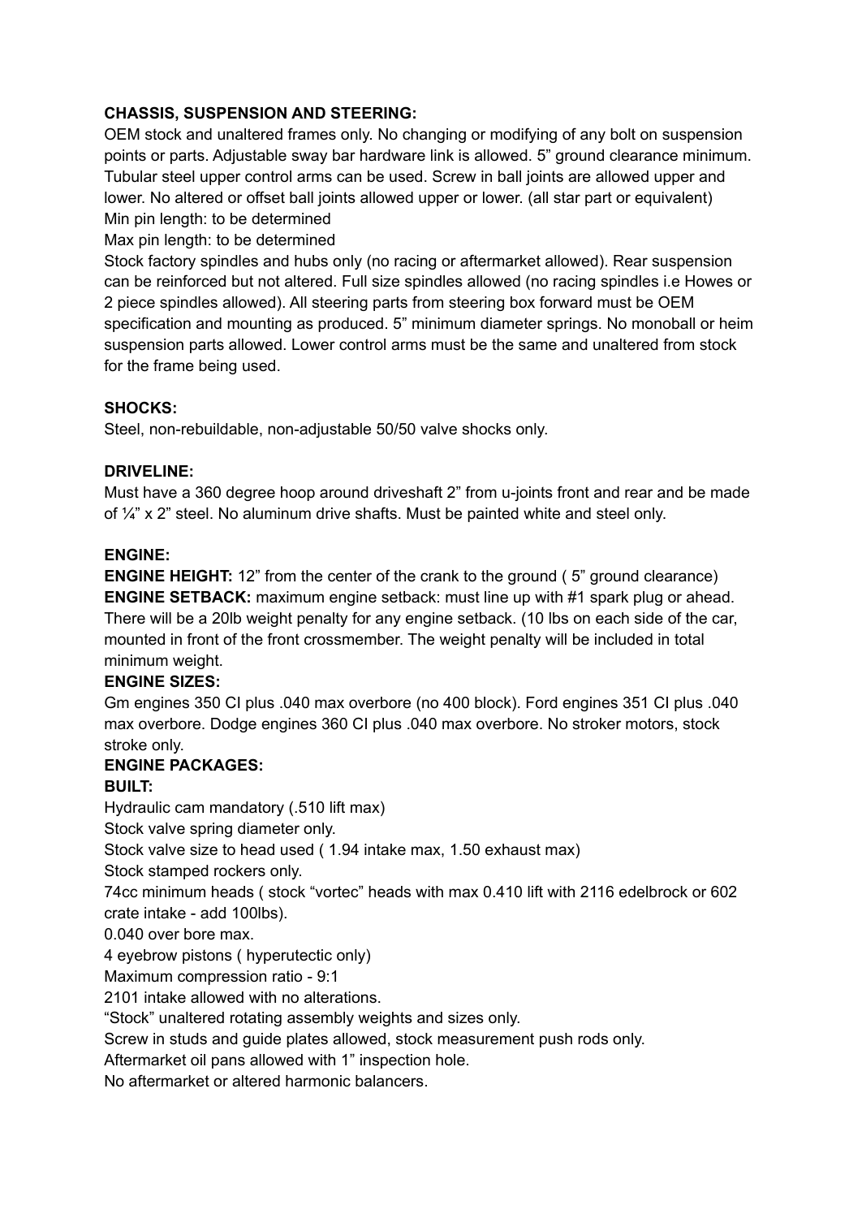**CHASSIS, SUSPENSION AND STEERING:**

OEM stock and unaltered frames only. No changing or modifying of any bolt on suspension points or parts. Adjustable sway bar hardware link is allowed. 5" ground clearance minimum. Tubular steel upper control arms can be used. Screw in ball joints are allowed upper and lower. No altered or offset ball joints allowed upper or lower. (all star part or equivalent)

Min pin length: to be determined

Max pin length: to be determined

Stock factory spindles and hubs only (no racing or aftermarket allowed). Rear suspension can be reinforced but not altered. Full size spindles allowed (no racing spindles i.e Howes or 2 piece spindles allowed). All steering parts from steering box forward must be OEM specification and mounting as produced. 5" minimum diameter springs. No monoball or heim suspension parts allowed. Lower control arms must be the same and unaltered from stock for the frame being used.

**SHOCKS:**

Steel, non-rebuildable, non-adjustable 50/50 valve shocks only.

**DRIVELINE:**

Must have a 360 degree hoop around driveshaft 2" from u-joints front and rear and be made of ¼" x 2" steel. No aluminum drive shafts. Must be painted white and steel only.

**ENGINE:**

**ENGINE HEIGHT:** 12" from the center of the crank to the ground ( 5" ground clearance)

**ENGINE SETBACK:** maximum engine setback: must line up with #1 spark plug or ahead. There will be a 20lb weight penalty for any engine setback. (10 lbs on each side of the car, mounted in front of the front crossmember. The weight penalty will be included in total minimum weight.

**ENGINE SIZES:**

Gm engines 350 CI plus .040 max overbore (no 400 block). Ford engines 351 CI plus .040 max overbore. Dodge engines 360 CI plus .040 max overbore. No stroker motors, stock stroke only.

**ENGINE PACKAGES:**

**BUILT:**

Hydraulic cam mandatory (.510 lift max)

Stock valve spring diameter only.

Stock valve size to head used ( 1.94 intake max, 1.50 exhaust max)

Stock stamped rockers only.

74cc minimum heads ( stock "vortec" heads with max 0.410 lift with 2116 edelbrock or 602 crate intake - add 100lbs).

0.040 over bore max.

4 eyebrow pistons ( hyperutectic only)

Maximum compression ratio - 9:1

2101 intake allowed with no alterations.

"Stock" unaltered rotating assembly weights and sizes only.

Screw in studs and guide plates allowed, stock measurement push rods only.

Aftermarket oil pans allowed with 1" inspection hole.

No aftermarket or altered harmonic balancers.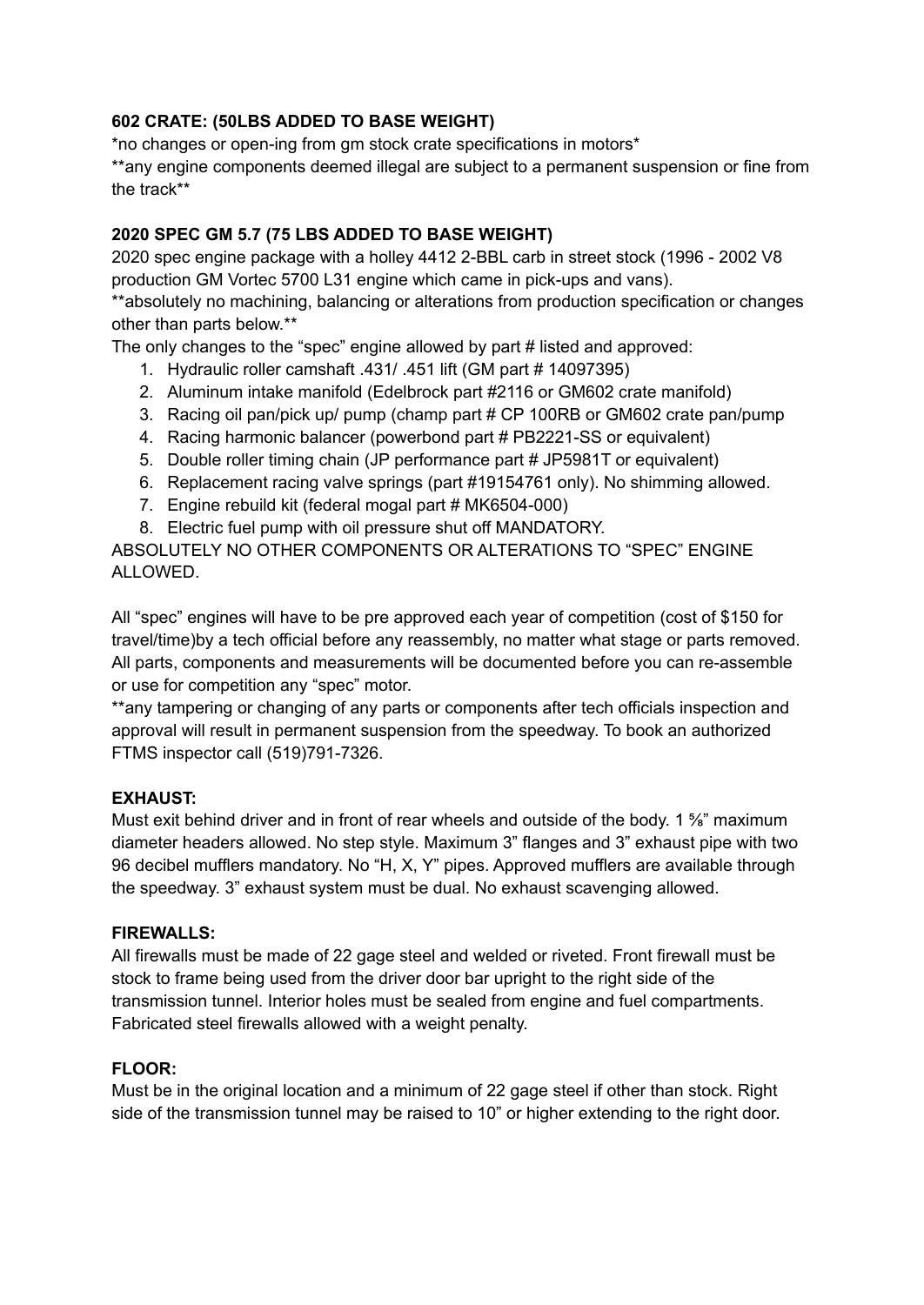**602 CRATE: (50LBS ADDED TO BASE WEIGHT)**

*no changes or open-ing from gm stock crate specifications in motors*

**any engine components deemed illegal are subject to a permanent suspension or fine from the track**

**2020 SPEC GM 5.7 (75 LBS ADDED TO BASE WEIGHT)**

2020 spec engine package with a holley 4412 2-BBL carb in street stock (1996 - 2002 V8 production GM Vortec 5700 L31 engine which came in pick-ups and vans).

**absolutely no machining, balancing or alterations from production specification or changes other than parts below.**

The only changes to the "spec" engine allowed by part # listed and approved:

1. Hydraulic roller camshaft .431/ .451 lift (GM part # 14097395)
2. Aluminum intake manifold (Edelbrock part #2116 or GM602 crate manifold)
3. Racing oil pan/pick up/ pump (champ part # CP 100RB or GM602 crate pan/pump
4. Racing harmonic balancer (powerbond part # PB2221-SS or equivalent)
5. Double roller timing chain (JP performance part # JP5981T or equivalent)
6. Replacement racing valve springs (part #19154761 only). No shimming allowed.
7. Engine rebuild kit (federal mogal part # MK6504-000)
8. Electric fuel pump with oil pressure shut off MANDATORY.

ABSOLUTELY NO OTHER COMPONENTS OR ALTERATIONS TO "SPEC" ENGINE ALLOWED.

All "spec" engines will have to be pre approved each year of competition (cost of $150 for travel/time)by a tech official before any reassembly, no matter what stage or parts removed. All parts, components and measurements will be documented before you can re-assemble or use for competition any "spec" motor.

**any tampering or changing of any parts or components after tech officials inspection and approval will result in permanent suspension from the speedway. To book an authorized FTMS inspector call (519)791-7326.

**EXHAUST:**

Must exit behind driver and in front of rear wheels and outside of the body. 1 ⅝" maximum diameter headers allowed. No step style. Maximum 3" flanges and 3" exhaust pipe with two 96 decibel mufflers mandatory. No "H, X, Y" pipes. Approved mufflers are available through the speedway. 3" exhaust system must be dual. No exhaust scavenging allowed.

**FIREWALLS:**

All firewalls must be made of 22 gage steel and welded or riveted. Front firewall must be stock to frame being used from the driver door bar upright to the right side of the transmission tunnel. Interior holes must be sealed from engine and fuel compartments. Fabricated steel firewalls allowed with a weight penalty.

**FLOOR:**

Must be in the original location and a minimum of 22 gage steel if other than stock. Right side of the transmission tunnel may be raised to 10" or higher extending to the right door.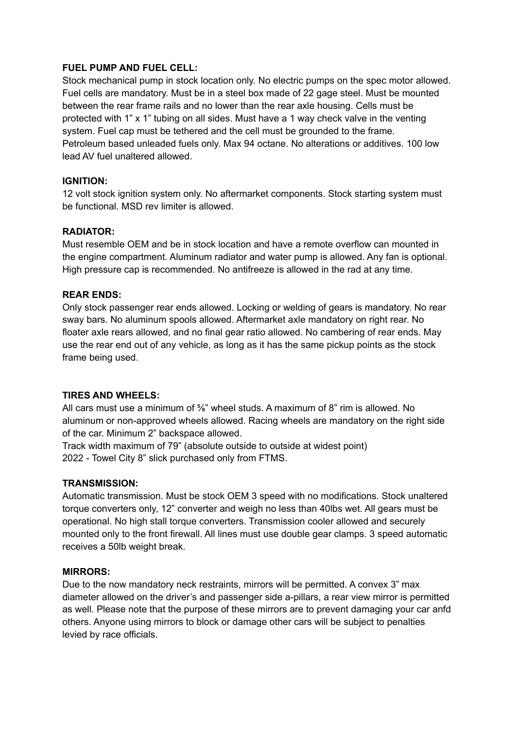**FUEL PUMP AND FUEL CELL:**
Stock mechanical pump in stock location only. No electric pumps on the spec motor allowed. Fuel cells are mandatory. Must be in a steel box made of 22 gage steel. Must be mounted between the rear frame rails and no lower than the rear axle housing. Cells must be protected with 1" x 1" tubing on all sides. Must have a 1 way check valve in the venting system. Fuel cap must be tethered and the cell must be grounded to the frame. Petroleum based unleaded fuels only. Max 94 octane. No alterations or additives. 100 low lead AV fuel unaltered allowed.

**IGNITION:**
12 volt stock ignition system only. No aftermarket components. Stock starting system must be functional. MSD rev limiter is allowed.

**RADIATOR:**
Must resemble OEM and be in stock location and have a remote overflow can mounted in the engine compartment. Aluminum radiator and water pump is allowed. Any fan is optional. High pressure cap is recommended. No antifreeze is allowed in the rad at any time.

**REAR ENDS:**
Only stock passenger rear ends allowed. Locking or welding of gears is mandatory. No rear sway bars. No aluminum spools allowed. Aftermarket axle mandatory on right rear. No floater axle rears allowed, and no final gear ratio allowed. No cambering of rear ends. May use the rear end out of any vehicle, as long as it has the same pickup points as the stock frame being used.

**TIRES AND WHEELS:**
All cars must use a minimum of ⅝" wheel studs. A maximum of 8" rim is allowed. No aluminum or non-approved wheels allowed. Racing wheels are mandatory on the right side of the car. Minimum 2" backspace allowed.
Track width maximum of 79" (absolute outside to outside at widest point)
2022 - Towel City 8" slick purchased only from FTMS.

**TRANSMISSION:**
Automatic transmission. Must be stock OEM 3 speed with no modifications. Stock unaltered torque converters only, 12" converter and weigh no less than 40lbs wet. All gears must be operational. No high stall torque converters. Transmission cooler allowed and securely mounted only to the front firewall. All lines must use double gear clamps. 3 speed automatic receives a 50lb weight break.

**MIRRORS:**
Due to the now mandatory neck restraints, mirrors will be permitted. A convex 3" max diameter allowed on the driver's and passenger side a-pillars, a rear view mirror is permitted as well. Please note that the purpose of these mirrors are to prevent damaging your car anfd others. Anyone using mirrors to block or damage other cars will be subject to penalties levied by race officials.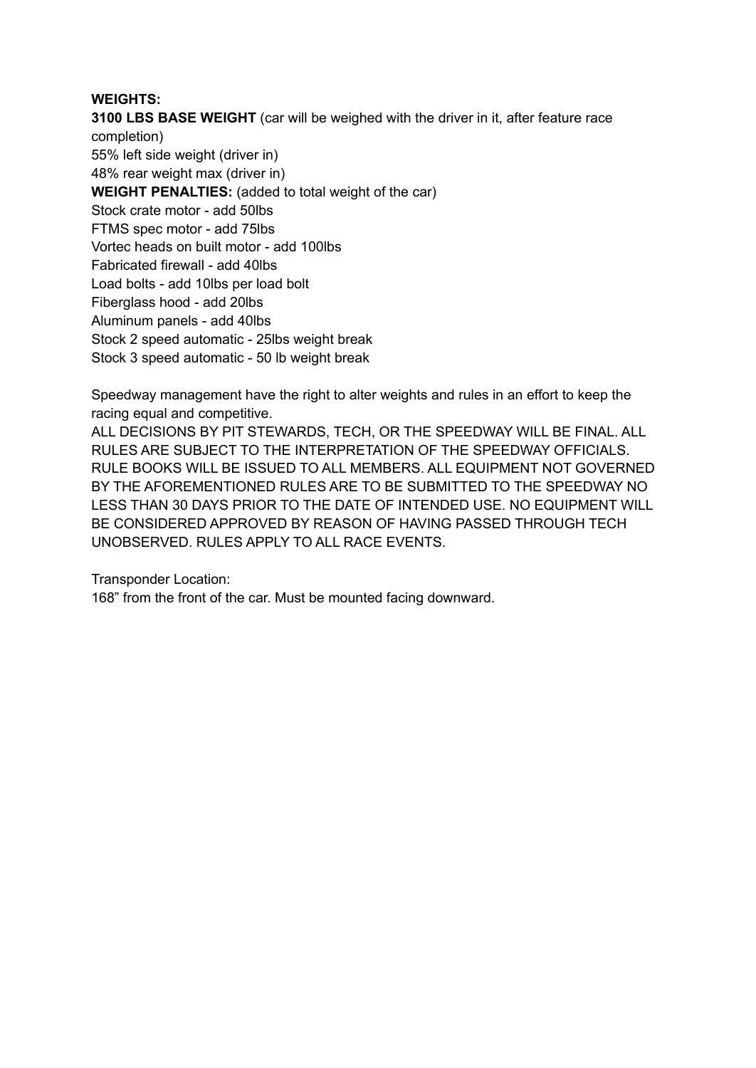**WEIGHTS:**

**3100 LBS BASE WEIGHT** (car will be weighed with the driver in it, after feature race completion)

55% left side weight (driver in)

48% rear weight max (driver in)

**WEIGHT PENALTIES:** (added to total weight of the car)

Stock crate motor - add 50lbs

FTMS spec motor - add 75lbs

Vortec heads on built motor - add 100lbs

Fabricated firewall - add 40lbs

Load bolts - add 10lbs per load bolt

Fiberglass hood - add 20lbs

Aluminum panels - add 40lbs

Stock 2 speed automatic - 25lbs weight break

Stock 3 speed automatic - 50 lb weight break

Speedway management have the right to alter weights and rules in an effort to keep the racing equal and competitive.

ALL DECISIONS BY PIT STEWARDS, TECH, OR THE SPEEDWAY WILL BE FINAL. ALL RULES ARE SUBJECT TO THE INTERPRETATION OF THE SPEEDWAY OFFICIALS. RULE BOOKS WILL BE ISSUED TO ALL MEMBERS. ALL EQUIPMENT NOT GOVERNED BY THE AFOREMENTIONED RULES ARE TO BE SUBMITTED TO THE SPEEDWAY NO LESS THAN 30 DAYS PRIOR TO THE DATE OF INTENDED USE. NO EQUIPMENT WILL BE CONSIDERED APPROVED BY REASON OF HAVING PASSED THROUGH TECH UNOBSERVED. RULES APPLY TO ALL RACE EVENTS.

Transponder Location:

168” from the front of the car. Must be mounted facing downward.